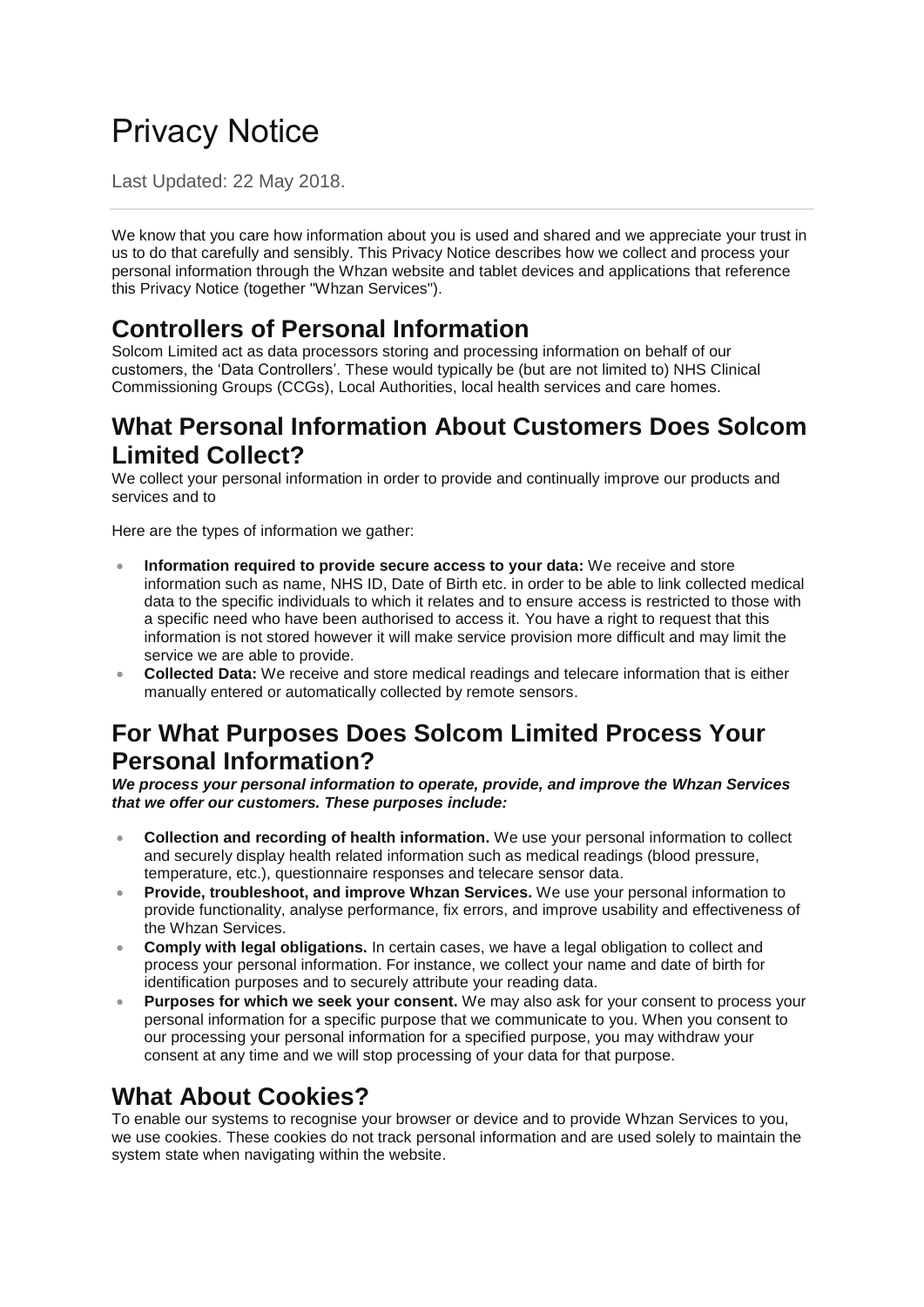# Privacy Notice

Last Updated: 22 May 2018.

We know that you care how information about you is used and shared and we appreciate your trust in us to do that carefully and sensibly. This Privacy Notice describes how we collect and process your personal information through the Whzan website and tablet devices and applications that reference this Privacy Notice (together "Whzan Services").

## Controllers of Personal Information

Solcom Limited act as data processors storing and processing information on behalf of our customers, the 'Data Controllers'. These would typically be (but are not limited to) NHS Clinical Commissioning Groups (CCGs), Local Authorities, local health services and care homes.

## What Personal Information About Customers Does Solcom Limited Collect?

We collect your personal information in order to provide and continually improve our products and services and to

Here are the types of information we gather:

- **Information required to provide secure access to your data:** We receive and store information such as name, NHS ID, Date of Birth etc. in order to be able to link collected medical data to the specific individuals to which it relates and to ensure access is restricted to those with a specific need who have been authorised to access it. You have a right to request that this information is not stored however it will make service provision more difficult and may limit the service we are able to provide.
- **Collected Data:** We receive and store medical readings and telecare information that is either manually entered or automatically collected by remote sensors.

## For What Purposes Does Solcom Limited Process Your Personal Information?

***We process your personal information to operate, provide, and improve the Whzan Services that we offer our customers. These purposes include:***

- **Collection and recording of health information.** We use your personal information to collect and securely display health related information such as medical readings (blood pressure, temperature, etc.), questionnaire responses and telecare sensor data.
- **Provide, troubleshoot, and improve Whzan Services.** We use your personal information to provide functionality, analyse performance, fix errors, and improve usability and effectiveness of the Whzan Services.
- **Comply with legal obligations.** In certain cases, we have a legal obligation to collect and process your personal information. For instance, we collect your name and date of birth for identification purposes and to securely attribute your reading data.
- **Purposes for which we seek your consent.** We may also ask for your consent to process your personal information for a specific purpose that we communicate to you. When you consent to our processing your personal information for a specified purpose, you may withdraw your consent at any time and we will stop processing of your data for that purpose.

## What About Cookies?

To enable our systems to recognise your browser or device and to provide Whzan Services to you, we use cookies. These cookies do not track personal information and are used solely to maintain the system state when navigating within the website.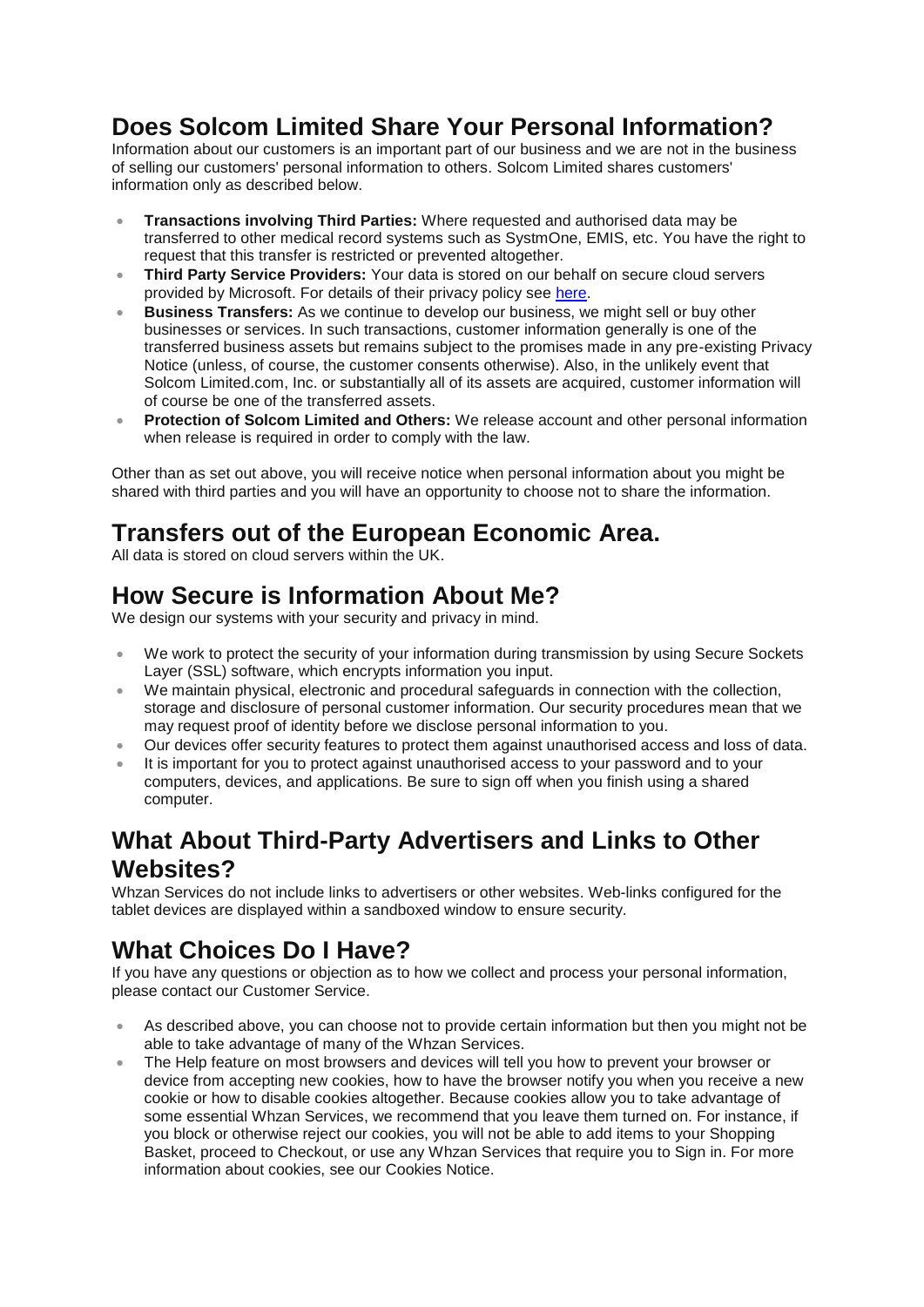## Does Solcom Limited Share Your Personal Information?

Information about our customers is an important part of our business and we are not in the business of selling our customers' personal information to others. Solcom Limited shares customers' information only as described below.

- **Transactions involving Third Parties:** Where requested and authorised data may be transferred to other medical record systems such as SystmOne, EMIS, etc. You have the right to request that this transfer is restricted or prevented altogether.
- **Third Party Service Providers:** Your data is stored on our behalf on secure cloud servers provided by Microsoft. For details of their privacy policy see here.
- **Business Transfers:** As we continue to develop our business, we might sell or buy other businesses or services. In such transactions, customer information generally is one of the transferred business assets but remains subject to the promises made in any pre-existing Privacy Notice (unless, of course, the customer consents otherwise). Also, in the unlikely event that Solcom Limited.com, Inc. or substantially all of its assets are acquired, customer information will of course be one of the transferred assets.
- **Protection of Solcom Limited and Others:** We release account and other personal information when release is required in order to comply with the law.

Other than as set out above, you will receive notice when personal information about you might be shared with third parties and you will have an opportunity to choose not to share the information.

## Transfers out of the European Economic Area.

All data is stored on cloud servers within the UK.

## How Secure is Information About Me?

We design our systems with your security and privacy in mind.

- We work to protect the security of your information during transmission by using Secure Sockets Layer (SSL) software, which encrypts information you input.
- We maintain physical, electronic and procedural safeguards in connection with the collection, storage and disclosure of personal customer information. Our security procedures mean that we may request proof of identity before we disclose personal information to you.
- Our devices offer security features to protect them against unauthorised access and loss of data.
- It is important for you to protect against unauthorised access to your password and to your computers, devices, and applications. Be sure to sign off when you finish using a shared computer.

## What About Third-Party Advertisers and Links to Other Websites?

Whzan Services do not include links to advertisers or other websites. Web-links configured for the tablet devices are displayed within a sandboxed window to ensure security.

## What Choices Do I Have?

If you have any questions or objection as to how we collect and process your personal information, please contact our Customer Service.

- As described above, you can choose not to provide certain information but then you might not be able to take advantage of many of the Whzan Services.
- The Help feature on most browsers and devices will tell you how to prevent your browser or device from accepting new cookies, how to have the browser notify you when you receive a new cookie or how to disable cookies altogether. Because cookies allow you to take advantage of some essential Whzan Services, we recommend that you leave them turned on. For instance, if you block or otherwise reject our cookies, you will not be able to add items to your Shopping Basket, proceed to Checkout, or use any Whzan Services that require you to Sign in. For more information about cookies, see our Cookies Notice.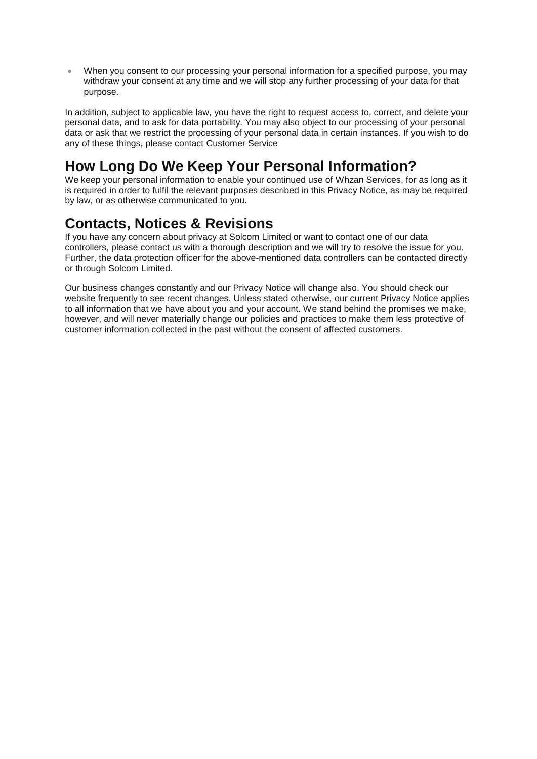- When you consent to our processing your personal information for a specified purpose, you may withdraw your consent at any time and we will stop any further processing of your data for that purpose.

In addition, subject to applicable law, you have the right to request access to, correct, and delete your personal data, and to ask for data portability. You may also object to our processing of your personal data or ask that we restrict the processing of your personal data in certain instances. If you wish to do any of these things, please contact Customer Service

## How Long Do We Keep Your Personal Information?

We keep your personal information to enable your continued use of Whzan Services, for as long as it is required in order to fulfil the relevant purposes described in this Privacy Notice, as may be required by law, or as otherwise communicated to you.

## Contacts, Notices & Revisions

If you have any concern about privacy at Solcom Limited or want to contact one of our data controllers, please contact us with a thorough description and we will try to resolve the issue for you. Further, the data protection officer for the above-mentioned data controllers can be contacted directly or through Solcom Limited.

Our business changes constantly and our Privacy Notice will change also. You should check our website frequently to see recent changes. Unless stated otherwise, our current Privacy Notice applies to all information that we have about you and your account. We stand behind the promises we make, however, and will never materially change our policies and practices to make them less protective of customer information collected in the past without the consent of affected customers.